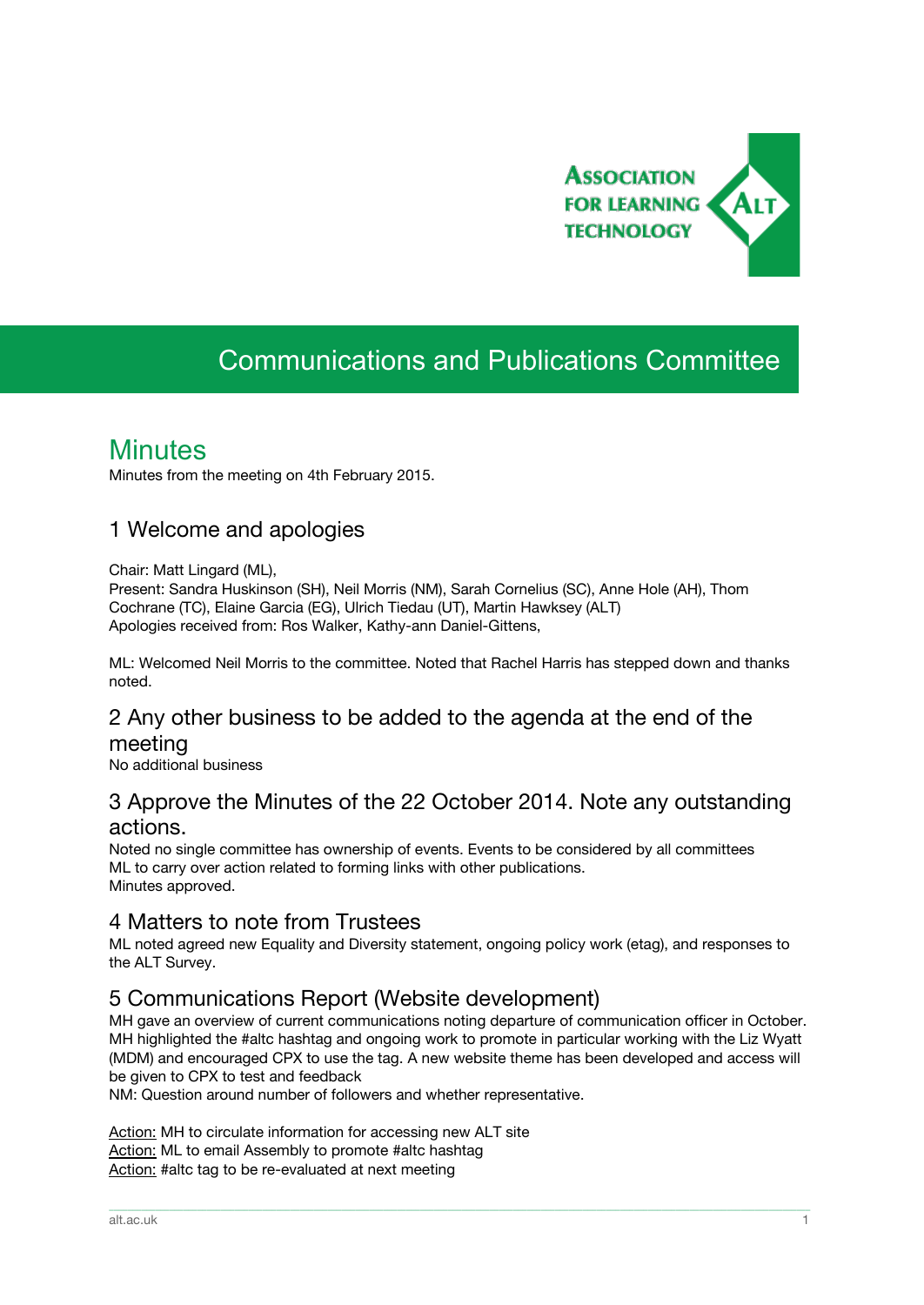Association for Learning Technology

# Communications and Publications Committee

## Minutes

Minutes from the meeting on 4th February 2015.

### 1 Welcome and apologies

Chair: Matt Lingard (ML),
Present: Sandra Huskinson (SH), Neil Morris (NM), Sarah Cornelius (SC), Anne Hole (AH), Thom Cochrane (TC), Elaine Garcia (EG), Ulrich Tiedau (UT), Martin Hawksey (ALT)
Apologies received from: Ros Walker, Kathy-ann Daniel-Gittens,

ML: Welcomed Neil Morris to the committee. Noted that Rachel Harris has stepped down and thanks noted.

### 2 Any other business to be added to the agenda at the end of the meeting

No additional business

### 3 Approve the Minutes of the 22 October 2014. Note any outstanding actions.

Noted no single committee has ownership of events. Events to be considered by all committees
ML to carry over action related to forming links with other publications.
Minutes approved.

### 4 Matters to note from Trustees

ML noted agreed new Equality and Diversity statement, ongoing policy work (etag), and responses to the ALT Survey.

### 5 Communications Report (Website development)

MH gave an overview of current communications noting departure of communication officer in October. MH highlighted the #altc hashtag and ongoing work to promote in particular working with the Liz Wyatt (MDM) and encouraged CPX to use the tag. A new website theme has been developed and access will be given to CPX to test and feedback
NM: Question around number of followers and whether representative.

Action: MH to circulate information for accessing new ALT site
Action: ML to email Assembly to promote #altc hashtag
Action: #altc tag to be re-evaluated at next meeting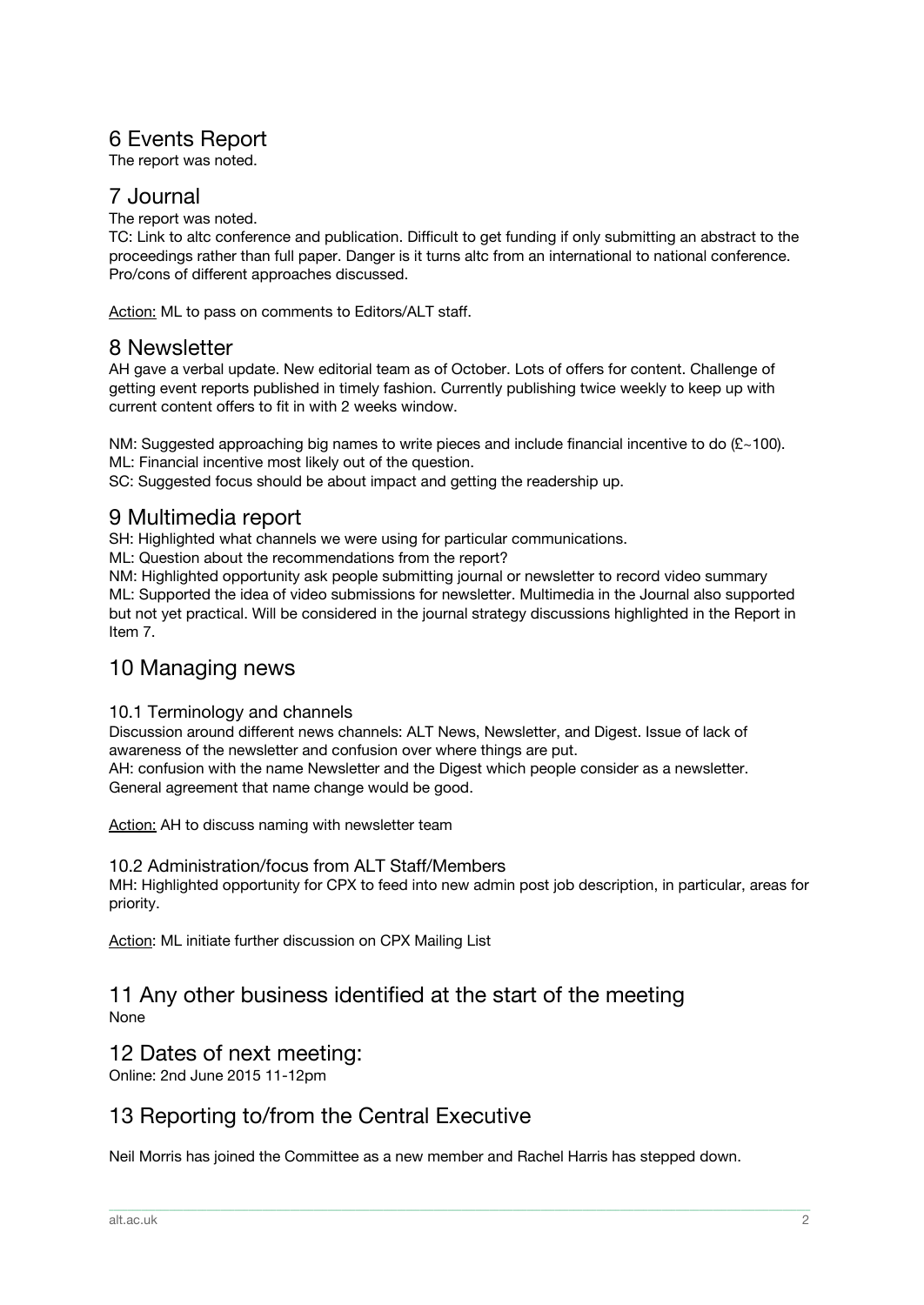## 6 Events Report

The report was noted.

## 7 Journal

The report was noted.

TC: Link to altc conference and publication. Difficult to get funding if only submitting an abstract to the proceedings rather than full paper. Danger is it turns altc from an international to national conference. Pro/cons of different approaches discussed.

Action: ML to pass on comments to Editors/ALT staff.

## 8 Newsletter

AH gave a verbal update. New editorial team as of October. Lots of offers for content. Challenge of getting event reports published in timely fashion. Currently publishing twice weekly to keep up with current content offers to fit in with 2 weeks window.

NM: Suggested approaching big names to write pieces and include financial incentive to do (£~100).
ML: Financial incentive most likely out of the question.
SC: Suggested focus should be about impact and getting the readership up.

## 9 Multimedia report

SH: Highlighted what channels we were using for particular communications.
ML: Question about the recommendations from the report?
NM: Highlighted opportunity ask people submitting journal or newsletter to record video summary
ML: Supported the idea of video submissions for newsletter. Multimedia in the Journal also supported but not yet practical. Will be considered in the journal strategy discussions highlighted in the Report in Item 7.

## 10 Managing news

### 10.1 Terminology and channels

Discussion around different news channels: ALT News, Newsletter, and Digest. Issue of lack of awareness of the newsletter and confusion over where things are put.
AH: confusion with the name Newsletter and the Digest which people consider as a newsletter. General agreement that name change would be good.

Action: AH to discuss naming with newsletter team

### 10.2 Administration/focus from ALT Staff/Members

MH: Highlighted opportunity for CPX to feed into new admin post job description, in particular, areas for priority.

Action: ML initiate further discussion on CPX Mailing List

## 11 Any other business identified at the start of the meeting

None

## 12 Dates of next meeting:

Online: 2nd June 2015 11-12pm

## 13 Reporting to/from the Central Executive

Neil Morris has joined the Committee as a new member and Rachel Harris has stepped down.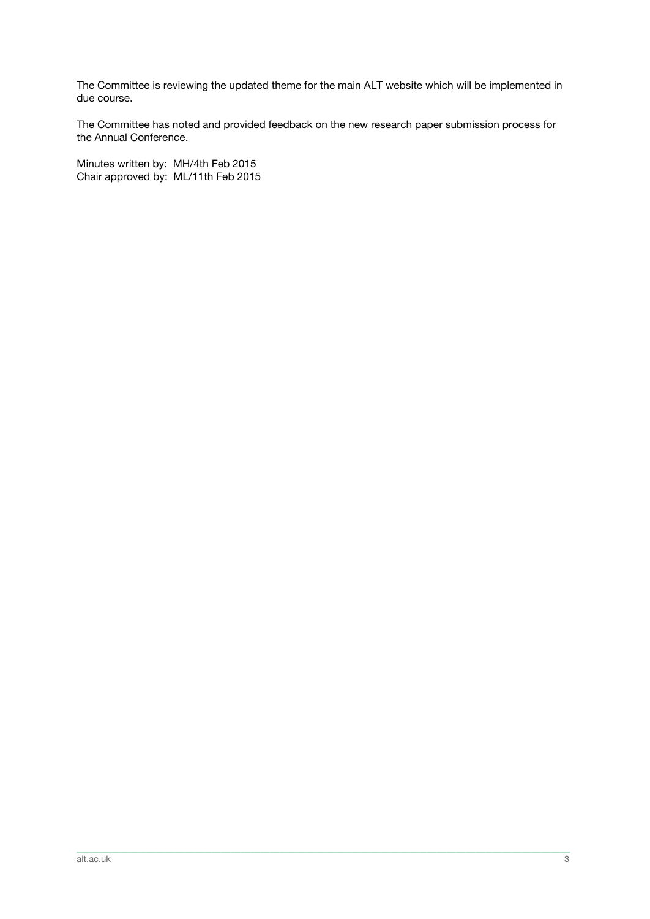The Committee is reviewing the updated theme for the main ALT website which will be implemented in due course.

The Committee has noted and provided feedback on the new research paper submission process for the Annual Conference.

Minutes written by: MH/4th Feb 2015
Chair approved by: ML/11th Feb 2015